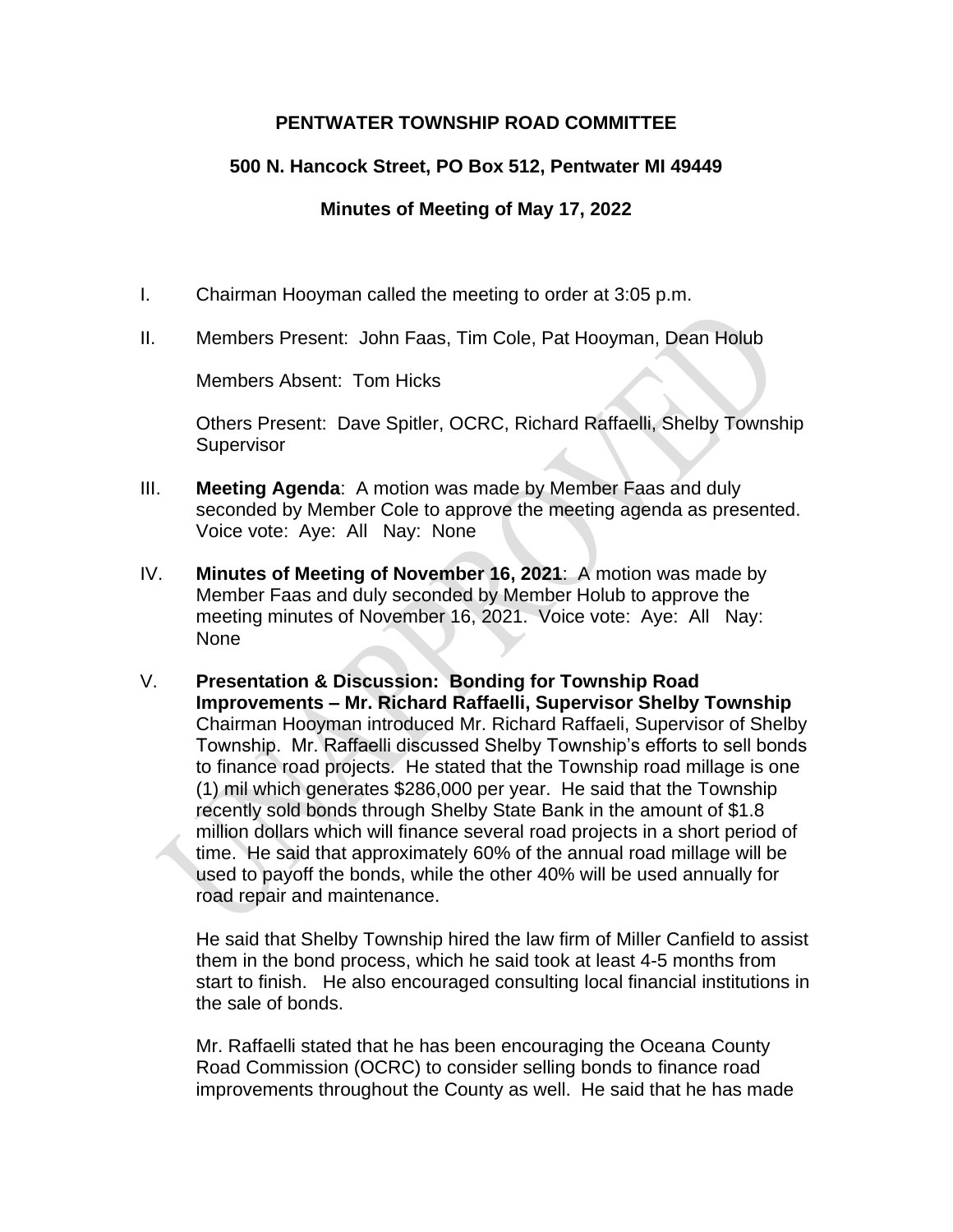# PENTWATER TOWNSHIP ROAD COMMITTEE

## 500 N. Hancock Street, PO Box 512, Pentwater MI 49449

### Minutes of Meeting of May 17, 2022

I. Chairman Hooyman called the meeting to order at 3:05 p.m.

II. Members Present: John Faas, Tim Cole, Pat Hooyman, Dean Holub

Members Absent: Tom Hicks

Others Present: Dave Spitler, OCRC, Richard Raffaelli, Shelby Township Supervisor

III. **Meeting Agenda**: A motion was made by Member Faas and duly seconded by Member Cole to approve the meeting agenda as presented. Voice vote: Aye: All Nay: None

IV. **Minutes of Meeting of November 16, 2021**: A motion was made by Member Faas and duly seconded by Member Holub to approve the meeting minutes of November 16, 2021. Voice vote: Aye: All Nay: None

V. **Presentation & Discussion: Bonding for Township Road Improvements – Mr. Richard Raffaelli, Supervisor Shelby Township** Chairman Hooyman introduced Mr. Richard Raffaeli, Supervisor of Shelby Township. Mr. Raffaelli discussed Shelby Township's efforts to sell bonds to finance road projects. He stated that the Township road millage is one (1) mil which generates $286,000 per year. He said that the Township recently sold bonds through Shelby State Bank in the amount of $1.8 million dollars which will finance several road projects in a short period of time. He said that approximately 60% of the annual road millage will be used to payoff the bonds, while the other 40% will be used annually for road repair and maintenance.

He said that Shelby Township hired the law firm of Miller Canfield to assist them in the bond process, which he said took at least 4-5 months from start to finish. He also encouraged consulting local financial institutions in the sale of bonds.

Mr. Raffaelli stated that he has been encouraging the Oceana County Road Commission (OCRC) to consider selling bonds to finance road improvements throughout the County as well. He said that he has made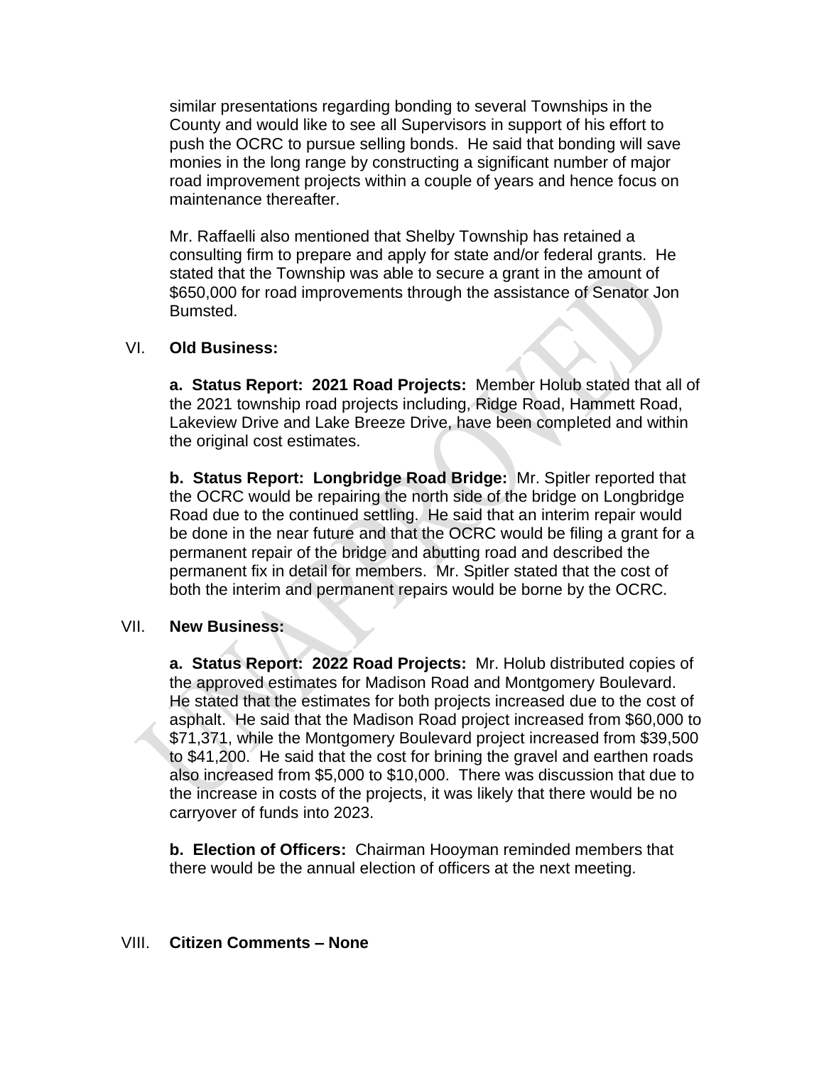similar presentations regarding bonding to several Townships in the County and would like to see all Supervisors in support of his effort to push the OCRC to pursue selling bonds. He said that bonding will save monies in the long range by constructing a significant number of major road improvement projects within a couple of years and hence focus on maintenance thereafter.

Mr. Raffaelli also mentioned that Shelby Township has retained a consulting firm to prepare and apply for state and/or federal grants. He stated that the Township was able to secure a grant in the amount of $650,000 for road improvements through the assistance of Senator Jon Bumsted.

VI. **Old Business:**

**a. Status Report: 2021 Road Projects:** Member Holub stated that all of the 2021 township road projects including, Ridge Road, Hammett Road, Lakeview Drive and Lake Breeze Drive, have been completed and within the original cost estimates.

**b. Status Report: Longbridge Road Bridge:** Mr. Spitler reported that the OCRC would be repairing the north side of the bridge on Longbridge Road due to the continued settling. He said that an interim repair would be done in the near future and that the OCRC would be filing a grant for a permanent repair of the bridge and abutting road and described the permanent fix in detail for members. Mr. Spitler stated that the cost of both the interim and permanent repairs would be borne by the OCRC.

VII. **New Business:**

**a. Status Report: 2022 Road Projects:** Mr. Holub distributed copies of the approved estimates for Madison Road and Montgomery Boulevard. He stated that the estimates for both projects increased due to the cost of asphalt. He said that the Madison Road project increased from $60,000 to $71,371, while the Montgomery Boulevard project increased from $39,500 to $41,200. He said that the cost for brining the gravel and earthen roads also increased from $5,000 to $10,000. There was discussion that due to the increase in costs of the projects, it was likely that there would be no carryover of funds into 2023.

**b. Election of Officers:** Chairman Hooyman reminded members that there would be the annual election of officers at the next meeting.

VIII. **Citizen Comments – None**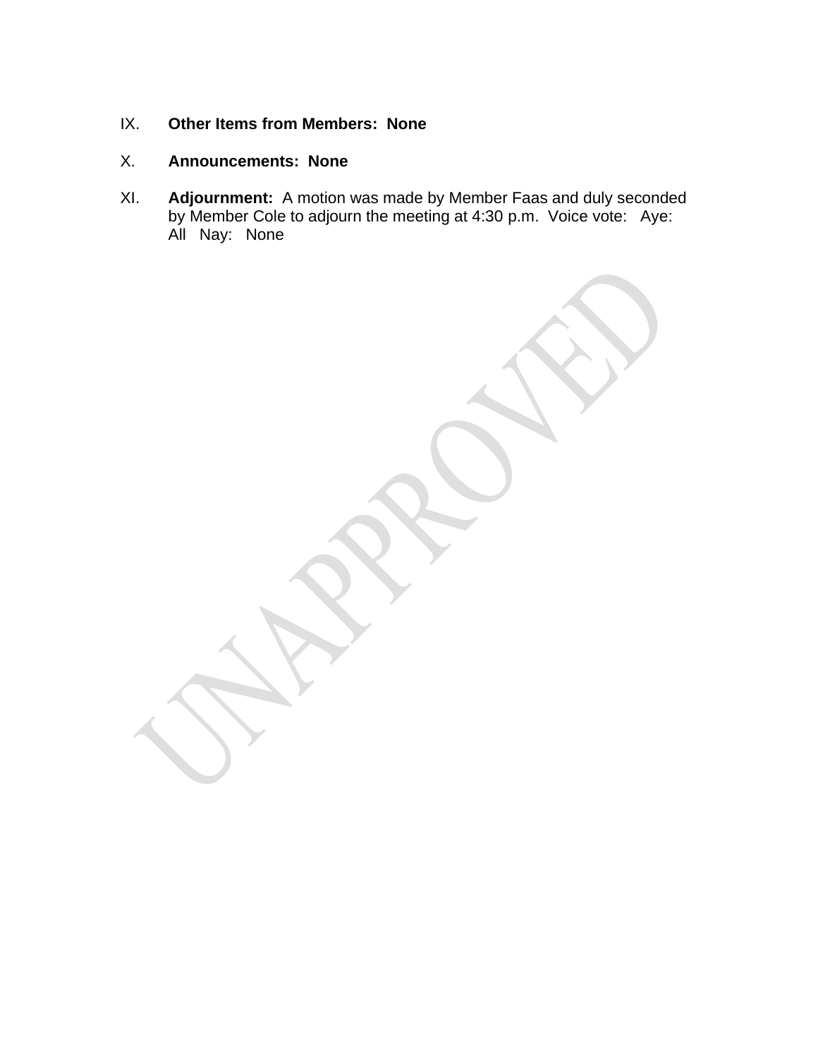IX. **Other Items from Members: None**

X. **Announcements: None**

XI. **Adjournment:** A motion was made by Member Faas and duly seconded by Member Cole to adjourn the meeting at 4:30 p.m. Voice vote: Aye: All Nay: None

UNAPPROVED